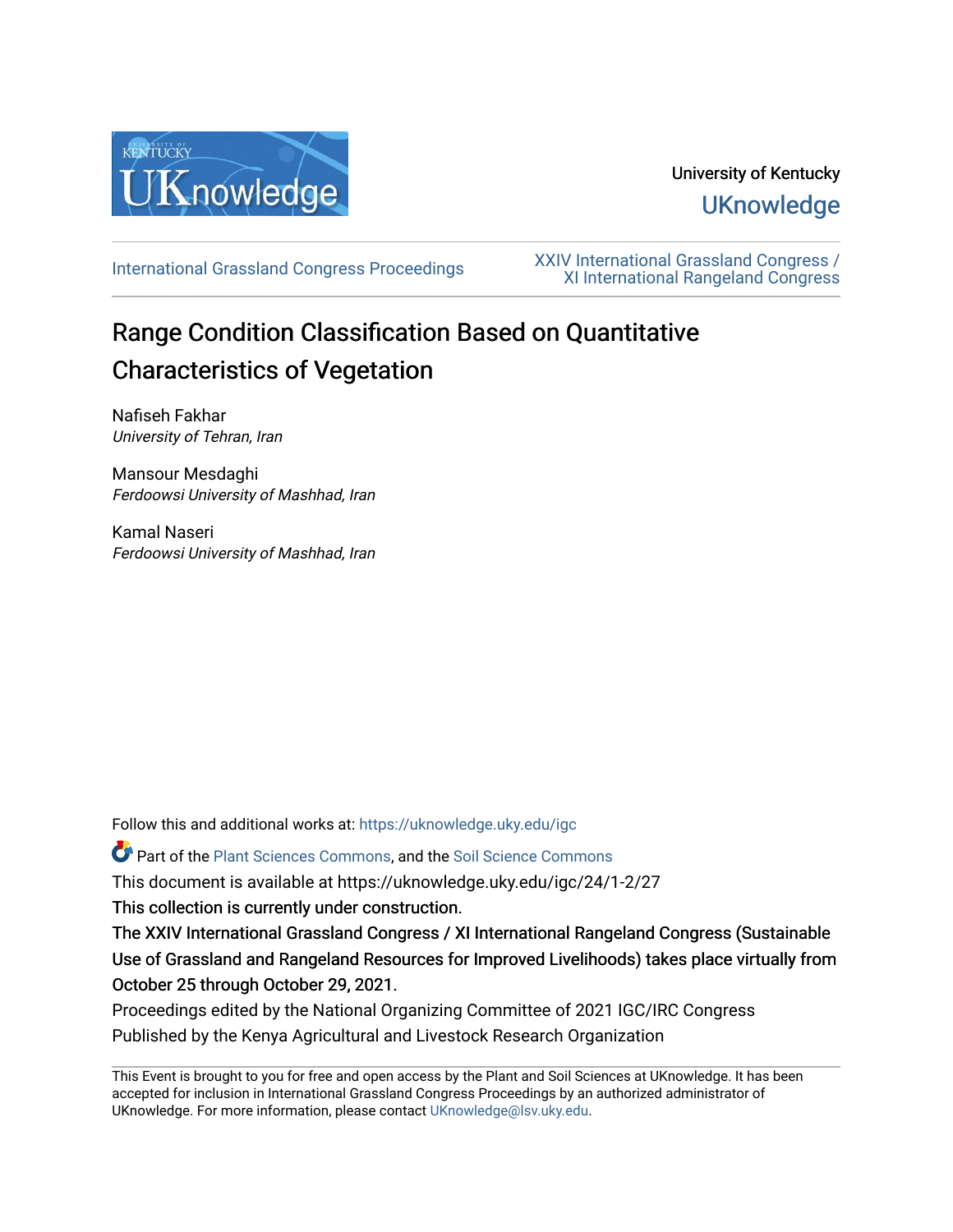University of Kentucky

UKnowledge

International Grassland Congress Proceedings

XXIV International Grassland Congress / XI International Rangeland Congress

# Range Condition Classification Based on Quantitative Characteristics of Vegetation

Nafiseh Fakhar
*University of Tehran, Iran*

Mansour Mesdaghi
*Ferdoowsi University of Mashhad, Iran*

Kamal Naseri
*Ferdoowsi University of Mashhad, Iran*

Follow this and additional works at: https://uknowledge.uky.edu/igc

Part of the Plant Sciences Commons, and the Soil Science Commons

This document is available at https://uknowledge.uky.edu/igc/24/1-2/27

This collection is currently under construction.

The XXIV International Grassland Congress / XI International Rangeland Congress (Sustainable Use of Grassland and Rangeland Resources for Improved Livelihoods) takes place virtually from October 25 through October 29, 2021.

Proceedings edited by the National Organizing Committee of 2021 IGC/IRC Congress

Published by the Kenya Agricultural and Livestock Research Organization

This Event is brought to you for free and open access by the Plant and Soil Sciences at UKnowledge. It has been accepted for inclusion in International Grassland Congress Proceedings by an authorized administrator of UKnowledge. For more information, please contact UKnowledge@lsv.uky.edu.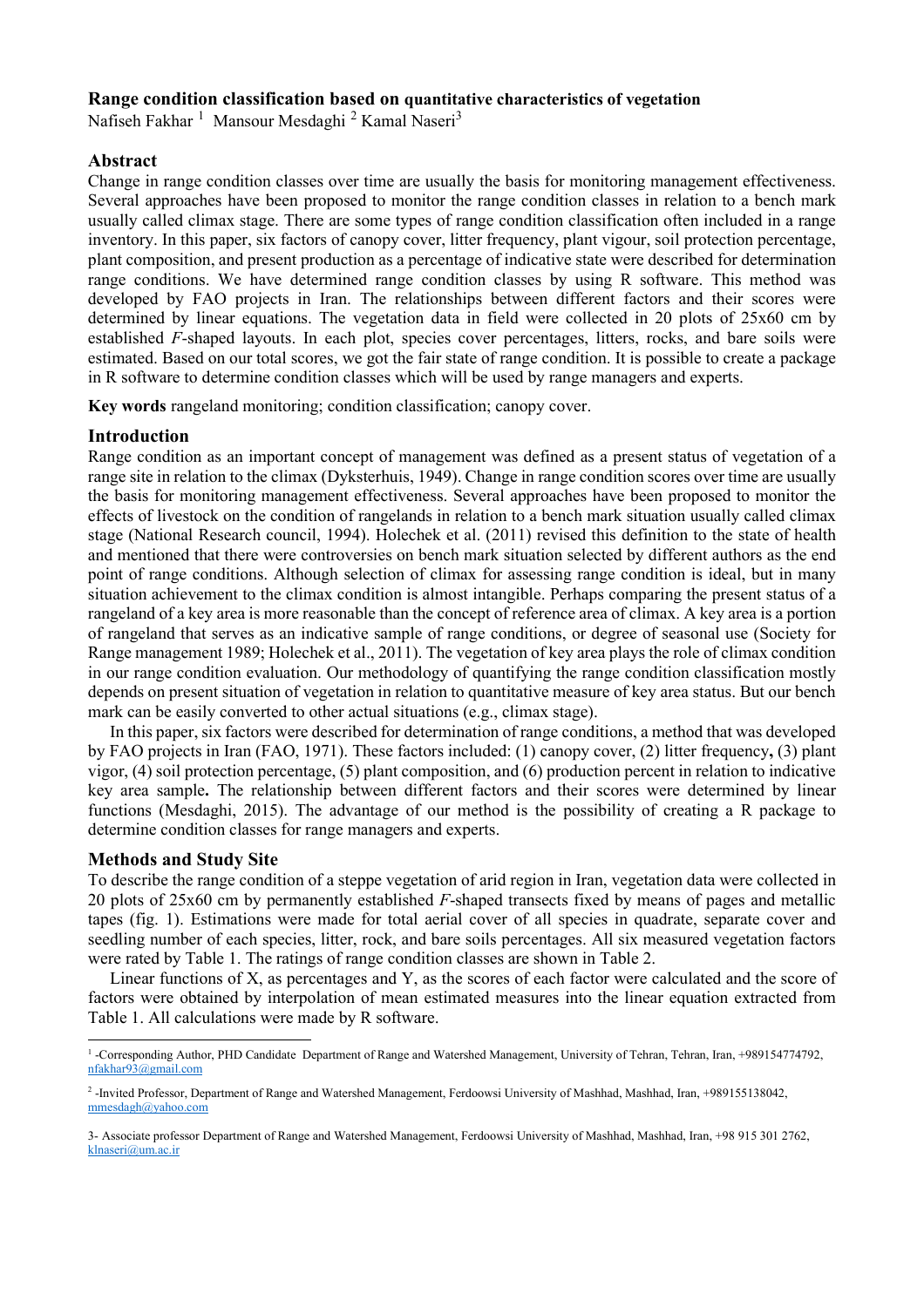## Range condition classification based on quantitative characteristics of vegetation

Nafiseh Fakhar [1] Mansour Mesdaghi [2] Kamal Naseri[3]

### Abstract

Change in range condition classes over time are usually the basis for monitoring management effectiveness. Several approaches have been proposed to monitor the range condition classes in relation to a bench mark usually called climax stage. There are some types of range condition classification often included in a range inventory. In this paper, six factors of canopy cover, litter frequency, plant vigour, soil protection percentage, plant composition, and present production as a percentage of indicative state were described for determination range conditions. We have determined range condition classes by using R software. This method was developed by FAO projects in Iran. The relationships between different factors and their scores were determined by linear equations. The vegetation data in field were collected in 20 plots of 25x60 cm by established *F*-shaped layouts. In each plot, species cover percentages, litters, rocks, and bare soils were estimated. Based on our total scores, we got the fair state of range condition. It is possible to create a package in R software to determine condition classes which will be used by range managers and experts.

**Key words** rangeland monitoring; condition classification; canopy cover.

### Introduction

Range condition as an important concept of management was defined as a present status of vegetation of a range site in relation to the climax (Dyksterhuis, 1949). Change in range condition scores over time are usually the basis for monitoring management effectiveness. Several approaches have been proposed to monitor the effects of livestock on the condition of rangelands in relation to a bench mark situation usually called climax stage (National Research council, 1994). Holechek et al. (2011) revised this definition to the state of health and mentioned that there were controversies on bench mark situation selected by different authors as the end point of range conditions. Although selection of climax for assessing range condition is ideal, but in many situation achievement to the climax condition is almost intangible. Perhaps comparing the present status of a rangeland of a key area is more reasonable than the concept of reference area of climax. A key area is a portion of rangeland that serves as an indicative sample of range conditions, or degree of seasonal use (Society for Range management 1989; Holechek et al., 2011). The vegetation of key area plays the role of climax condition in our range condition evaluation. Our methodology of quantifying the range condition classification mostly depends on present situation of vegetation in relation to quantitative measure of key area status. But our bench mark can be easily converted to other actual situations (e.g., climax stage).

In this paper, six factors were described for determination of range conditions, a method that was developed by FAO projects in Iran (FAO, 1971). These factors included: (1) canopy cover, (2) litter frequency**,** (3) plant vigor, (4) soil protection percentage, (5) plant composition, and (6) production percent in relation to indicative key area sample**.** The relationship between different factors and their scores were determined by linear functions (Mesdaghi, 2015). The advantage of our method is the possibility of creating a R package to determine condition classes for range managers and experts.

### Methods and Study Site

To describe the range condition of a steppe vegetation of arid region in Iran, vegetation data were collected in 20 plots of 25x60 cm by permanently established *F*-shaped transects fixed by means of pages and metallic tapes (fig. 1). Estimations were made for total aerial cover of all species in quadrate, separate cover and seedling number of each species, litter, rock, and bare soils percentages. All six measured vegetation factors were rated by Table 1. The ratings of range condition classes are shown in Table 2.

Linear functions of X, as percentages and Y, as the scores of each factor were calculated and the score of factors were obtained by interpolation of mean estimated measures into the linear equation extracted from Table 1. All calculations were made by R software.

---

[1] -Corresponding Author, PHD Candidate Department of Range and Watershed Management, University of Tehran, Tehran, Iran, +989154774792, nfakhar93@gmail.com

[2] -Invited Professor, Department of Range and Watershed Management, Ferdoowsi University of Mashhad, Mashhad, Iran, +989155138042, mmesdagh@yahoo.com

3- Associate professor Department of Range and Watershed Management, Ferdoowsi University of Mashhad, Mashhad, Iran, +98 915 301 2762, klnaseri@um.ac.ir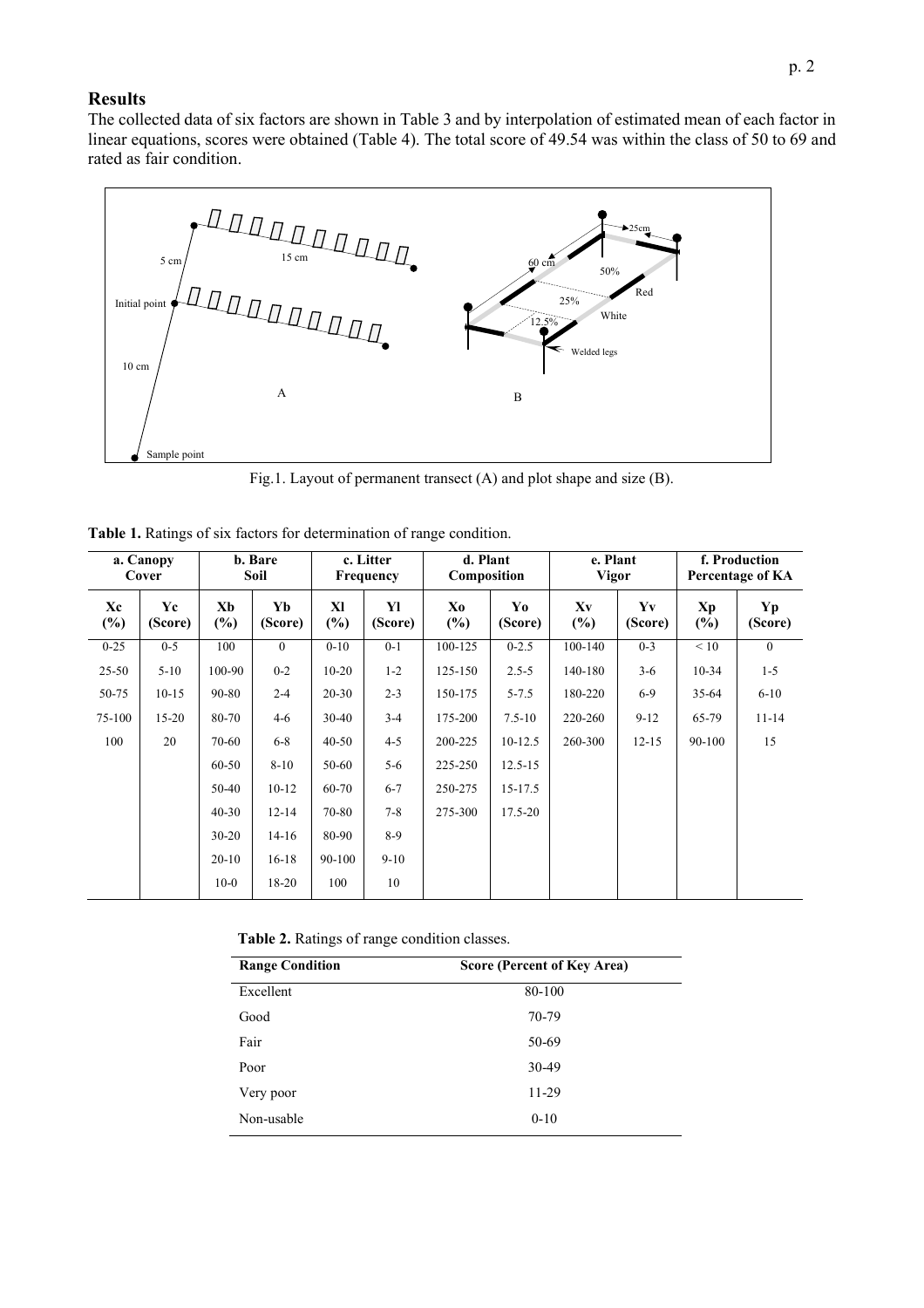## Results

The collected data of six factors are shown in Table 3 and by interpolation of estimated mean of each factor in linear equations, scores were obtained (Table 4). The total score of 49.54 was within the class of 50 to 69 and rated as fair condition.

Fig.1. Layout of permanent transect (A) and plot shape and size (B).

**Table 1.** Ratings of six factors for determination of range condition.

| a. Canopy Cover | | b. Bare Soil | | c. Litter Frequency | | d. Plant Composition | | e. Plant Vigor | | f. Production Percentage of KA | |
|---|---|---|---|---|---|---|---|---|---|---|---|
| Xc (%) | Yc (Score) | Xb (%) | Yb (Score) | Xl (%) | Yl (Score) | Xo (%) | Yo (Score) | Xv (%) | Yv (Score) | Xp (%) | Yp (Score) |
| 0-25 | 0-5 | 100 | 0 | 0-10 | 0-1 | 100-125 | 0-2.5 | 100-140 | 0-3 | < 10 | 0 |
| 25-50 | 5-10 | 100-90 | 0-2 | 10-20 | 1-2 | 125-150 | 2.5-5 | 140-180 | 3-6 | 10-34 | 1-5 |
| 50-75 | 10-15 | 90-80 | 2-4 | 20-30 | 2-3 | 150-175 | 5-7.5 | 180-220 | 6-9 | 35-64 | 6-10 |
| 75-100 | 15-20 | 80-70 | 4-6 | 30-40 | 3-4 | 175-200 | 7.5-10 | 220-260 | 9-12 | 65-79 | 11-14 |
| 100 | 20 | 70-60 | 6-8 | 40-50 | 4-5 | 200-225 | 10-12.5 | 260-300 | 12-15 | 90-100 | 15 |
| | | 60-50 | 8-10 | 50-60 | 5-6 | 225-250 | 12.5-15 | | | | |
| | | 50-40 | 10-12 | 60-70 | 6-7 | 250-275 | 15-17.5 | | | | |
| | | 40-30 | 12-14 | 70-80 | 7-8 | 275-300 | 17.5-20 | | | | |
| | | 30-20 | 14-16 | 80-90 | 8-9 | | | | | | |
| | | 20-10 | 16-18 | 90-100 | 9-10 | | | | | | |
| | | 10-0 | 18-20 | 100 | 10 | | | | | | |

**Table 2.** Ratings of range condition classes.

| Range Condition | Score (Percent of Key Area) |
|---|---|
| Excellent | 80-100 |
| Good | 70-79 |
| Fair | 50-69 |
| Poor | 30-49 |
| Very poor | 11-29 |
| Non-usable | 0-10 |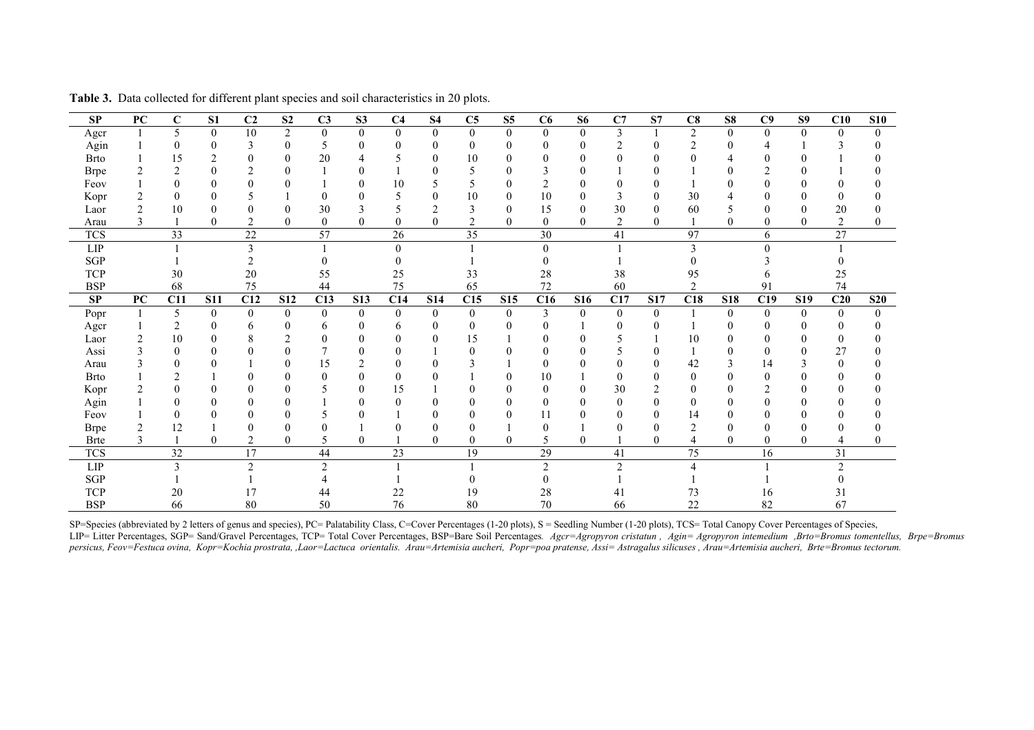**Table 3.** Data collected for different plant species and soil characteristics in 20 plots.

| SP | PC | C | S1 | C2 | S2 | C3 | S3 | C4 | S4 | C5 | S5 | C6 | S6 | C7 | S7 | C8 | S8 | C9 | S9 | C10 | S10 |
|---|---|---|---|---|---|---|---|---|---|---|---|---|---|---|---|---|---|---|---|---|---|
| Agcr | 1 | 5 | 0 | 10 | 2 | 0 | 0 | 0 | 0 | 0 | 0 | 0 | 0 | 3 | 1 | 2 | 0 | 0 | 0 | 0 | 0 |
| Agin | 1 | 0 | 0 | 3 | 0 | 5 | 0 | 0 | 0 | 0 | 0 | 0 | 0 | 2 | 0 | 2 | 0 | 4 | 1 | 3 | 0 |
| Brto | 1 | 15 | 2 | 0 | 0 | 20 | 4 | 5 | 0 | 10 | 0 | 0 | 0 | 0 | 0 | 0 | 4 | 0 | 0 | 1 | 0 |
| Brpe | 2 | 2 | 0 | 2 | 0 | 1 | 0 | 1 | 0 | 5 | 0 | 3 | 0 | 1 | 0 | 1 | 0 | 2 | 0 | 1 | 0 |
| Feov | 1 | 0 | 0 | 0 | 0 | 1 | 0 | 10 | 5 | 5 | 0 | 2 | 0 | 0 | 0 | 1 | 0 | 0 | 0 | 0 | 0 |
| Kopr | 2 | 0 | 0 | 5 | 1 | 0 | 0 | 5 | 0 | 10 | 0 | 10 | 0 | 3 | 0 | 30 | 4 | 0 | 0 | 0 | 0 |
| Laor | 2 | 10 | 0 | 0 | 0 | 30 | 3 | 5 | 2 | 3 | 0 | 15 | 0 | 30 | 0 | 60 | 5 | 0 | 0 | 20 | 0 |
| Arau | 3 | 1 | 0 | 2 | 0 | 0 | 0 | 0 | 0 | 2 | 0 | 0 | 0 | 2 | 0 | 1 | 0 | 0 | 0 | 2 | 0 |
| TCS | | 33 | | 22 | | 57 | | 26 | | 35 | | 30 | | 41 | | 97 | | 6 | | 27 | |
| LIP | | 1 | | 3 | | 1 | | 0 | | 1 | | 0 | | 1 | | 3 | | 0 | | 1 | |
| SGP | | 1 | | 2 | | 0 | | 0 | | 1 | | 0 | | 1 | | 0 | | 3 | | 0 | |
| TCP | | 30 | | 20 | | 55 | | 25 | | 33 | | 28 | | 38 | | 95 | | 6 | | 25 | |
| BSP | | 68 | | 75 | | 44 | | 75 | | 65 | | 72 | | 60 | | 2 | | 91 | | 74 | |
| **SP** | **PC** | **C11** | **S11** | **C12** | **S12** | **C13** | **S13** | **C14** | **S14** | **C15** | **S15** | **C16** | **S16** | **C17** | **S17** | **C18** | **S18** | **C19** | **S19** | **C20** | **S20** |
| Popr | 1 | 5 | 0 | 0 | 0 | 0 | 0 | 0 | 0 | 0 | 0 | 3 | 0 | 0 | 0 | 1 | 0 | 0 | 0 | 0 | 0 |
| Agcr | 1 | 2 | 0 | 6 | 0 | 6 | 0 | 6 | 0 | 0 | 0 | 0 | 1 | 0 | 0 | 1 | 0 | 0 | 0 | 0 | 0 |
| Laor | 2 | 10 | 0 | 8 | 2 | 0 | 0 | 0 | 0 | 15 | 1 | 0 | 0 | 5 | 1 | 10 | 0 | 0 | 0 | 0 | 0 |
| Assi | 3 | 0 | 0 | 0 | 0 | 7 | 0 | 0 | 1 | 0 | 0 | 0 | 0 | 5 | 0 | 1 | 0 | 0 | 0 | 27 | 0 |
| Arau | 3 | 0 | 0 | 1 | 0 | 15 | 2 | 0 | 0 | 3 | 1 | 0 | 0 | 0 | 0 | 42 | 3 | 14 | 3 | 0 | 0 |
| Brto | 1 | 2 | 1 | 0 | 0 | 0 | 0 | 0 | 0 | 1 | 0 | 10 | 1 | 0 | 0 | 0 | 0 | 0 | 0 | 0 | 0 |
| Kopr | 2 | 0 | 0 | 0 | 0 | 5 | 0 | 15 | 1 | 0 | 0 | 0 | 0 | 30 | 2 | 0 | 0 | 2 | 0 | 0 | 0 |
| Agin | 1 | 0 | 0 | 0 | 0 | 1 | 0 | 0 | 0 | 0 | 0 | 0 | 0 | 0 | 0 | 0 | 0 | 0 | 0 | 0 | 0 |
| Feov | 1 | 0 | 0 | 0 | 0 | 5 | 0 | 1 | 0 | 0 | 0 | 11 | 0 | 0 | 0 | 14 | 0 | 0 | 0 | 0 | 0 |
| Brpe | 2 | 12 | 1 | 0 | 0 | 0 | 1 | 0 | 0 | 0 | 1 | 0 | 1 | 0 | 0 | 2 | 0 | 0 | 0 | 0 | 0 |
| Brte | 3 | 1 | 0 | 2 | 0 | 5 | 0 | 1 | 0 | 0 | 0 | 5 | 0 | 1 | 0 | 4 | 0 | 0 | 0 | 4 | 0 |
| TCS | | 32 | | 17 | | 44 | | 23 | | 19 | | 29 | | 41 | | 75 | | 16 | | 31 | |
| LIP | | 3 | | 2 | | 2 | | 1 | | 1 | | 2 | | 2 | | 4 | | 1 | | 2 | |
| SGP | | 1 | | 1 | | 4 | | 1 | | 0 | | 0 | | 1 | | 1 | | 1 | | 0 | |
| TCP | | 20 | | 17 | | 44 | | 22 | | 19 | | 28 | | 41 | | 73 | | 16 | | 31 | |
| BSP | | 66 | | 80 | | 50 | | 76 | | 80 | | 70 | | 66 | | 22 | | 82 | | 67 | |

SP=Species (abbreviated by 2 letters of genus and species), PC= Palatability Class, C=Cover Percentages (1-20 plots), S = Seedling Number (1-20 plots), TCS= Total Canopy Cover Percentages of Species, LIP= Litter Percentages, SGP= Sand/Gravel Percentages, TCP= Total Cover Percentages, BSP=Bare Soil Percentages. *Agcr=Agropyron cristatun , Agin= Agropyron intemedium ,Brto=Bromus tomentellus, Brpe=Bromus persicus, Feov=Festuca ovina, Kopr=Kochia prostrata, ,Laor=Lactuca orientalis. Arau=Artemisia aucheri, Popr=poa pratense, Assi= Astragalus silicuses , Arau=Artemisia aucheri, Brte=Bromus tectorum.*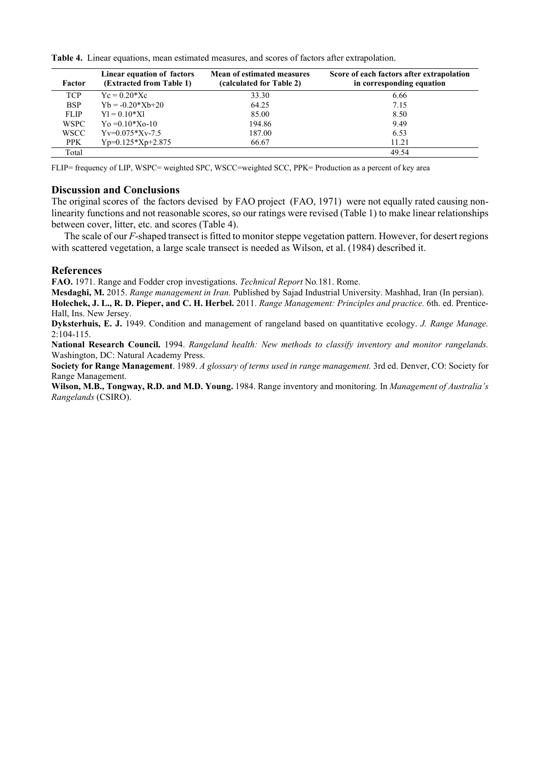**Table 4.** Linear equations, mean estimated measures, and scores of factors after extrapolation.

| Factor | Linear equation of factors (Extracted from Table 1) | Mean of estimated measures (calculated for Table 2) | Score of each factors after extrapolation in corresponding equation |
|---|---|---|---|
| TCP | $Yc = 0.20*Xc$ | 33.30 | 6.66 |
| BSP | $Yb = -0.20*Xb+20$ | 64.25 | 7.15 |
| FLIP | $Yl = 0.10*Xl$ | 85.00 | 8.50 |
| WSPC | $Yo = 0.10*Xo-10$ | 194.86 | 9.49 |
| WSCC | $Yv=0.075*Xv-7.5$ | 187.00 | 6.53 |
| PPK | $Yp=0.125*Xp+2.875$ | 66.67 | 11.21 |
| Total | | | 49.54 |

FLIP= frequency of LIP, WSPC= weighted SPC, WSCC=weighted SCC, PPK= Production as a percent of key area

## Discussion and Conclusions

The original scores of the factors devised by FAO project (FAO, 1971) were not equally rated causing non-linearity functions and not reasonable scores, so our ratings were revised (Table 1) to make linear relationships between cover, litter, etc. and scores (Table 4).

The scale of our *F*-shaped transect is fitted to monitor steppe vegetation pattern. However, for desert regions with scattered vegetation, a large scale transect is needed as Wilson, et al. (1984) described it.

## References

**FAO.** 1971. Range and Fodder crop investigations. *Technical Report* No.181. Rome.

**Mesdaghi, M.** 2015. *Range management in Iran.* Published by Sajad Industrial University. Mashhad, Iran (In persian).

**Holechek, J. L., R. D. Pieper, and C. H. Herbel.** 2011. *Range Management: Principles and practice.* 6th. ed. Prentice-Hall, Ins. New Jersey.

**Dyksterhuis, E. J.** 1949. Condition and management of rangeland based on quantitative ecology. *J. Range Manage.* 2:104-115.

**National Research Council.** 1994. *Rangeland health: New methods to classify inventory and monitor rangelands.* Washington, DC: Natural Academy Press.

**Society for Range Management**. 1989. *A glossary of terms used in range management.* 3rd ed. Denver, CO: Society for Range Management.

**Wilson, M.B., Tongway, R.D. and M.D. Young.** 1984. Range inventory and monitoring. In *Management of Australia's Rangelands* (CSIRO).